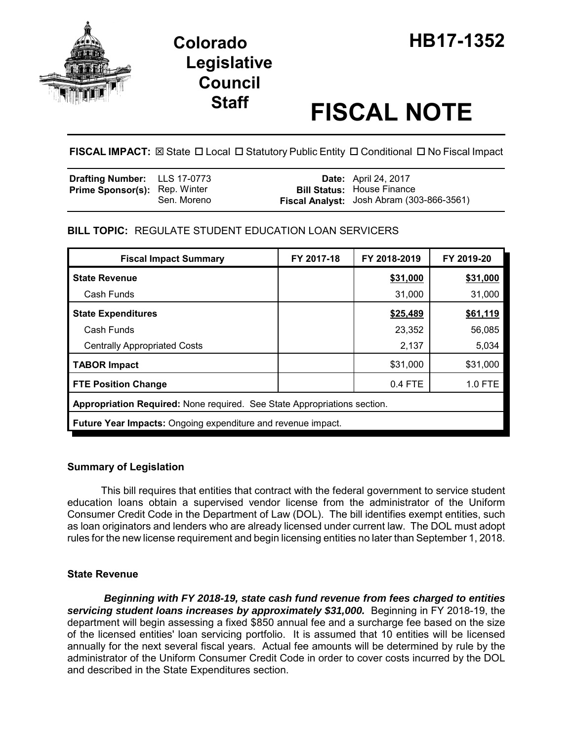# Colorado Legislative Council Staff

# HB17-1352

# FISCAL NOTE

**FISCAL IMPACT:** ☒ State ☐ Local ☐ Statutory Public Entity ☐ Conditional ☐ No Fiscal Impact

| | | | |
|---|---|---|---|
| **Drafting Number:** | LLS 17-0773 | **Date:** | April 24, 2017 |
| **Prime Sponsor(s):** | Rep. Winter<br>Sen. Moreno | **Bill Status:** | House Finance |
| | | **Fiscal Analyst:** | Josh Abram (303-866-3561) |

**BILL TOPIC:** REGULATE STUDENT EDUCATION LOAN SERVICERS

| Fiscal Impact Summary | FY 2017-18 | FY 2018-2019 | FY 2019-20 |
|---|---|---|---|
| **State Revenue** | | **$31,000** | **$31,000** |
| Cash Funds | | 31,000 | 31,000 |
| **State Expenditures** | | **$25,489** | **$61,119** |
| Cash Funds | | 23,352 | 56,085 |
| Centrally Appropriated Costs | | 2,137 | 5,034 |
| **TABOR Impact** | | $31,000 | $31,000 |
| **FTE Position Change** | | 0.4 FTE | 1.0 FTE |
| **Appropriation Required:** None required. See State Appropriations section. | | | |
| **Future Year Impacts:** Ongoing expenditure and revenue impact. | | | |

## Summary of Legislation

This bill requires that entities that contract with the federal government to service student education loans obtain a supervised vendor license from the administrator of the Uniform Consumer Credit Code in the Department of Law (DOL). The bill identifies exempt entities, such as loan originators and lenders who are already licensed under current law. The DOL must adopt rules for the new license requirement and begin licensing entities no later than September 1, 2018.

## State Revenue

***Beginning with FY 2018-19, state cash fund revenue from fees charged to entities servicing student loans increases by approximately $31,000.*** Beginning in FY 2018-19, the department will begin assessing a fixed $850 annual fee and a surcharge fee based on the size of the licensed entities' loan servicing portfolio. It is assumed that 10 entities will be licensed annually for the next several fiscal years. Actual fee amounts will be determined by rule by the administrator of the Uniform Consumer Credit Code in order to cover costs incurred by the DOL and described in the State Expenditures section.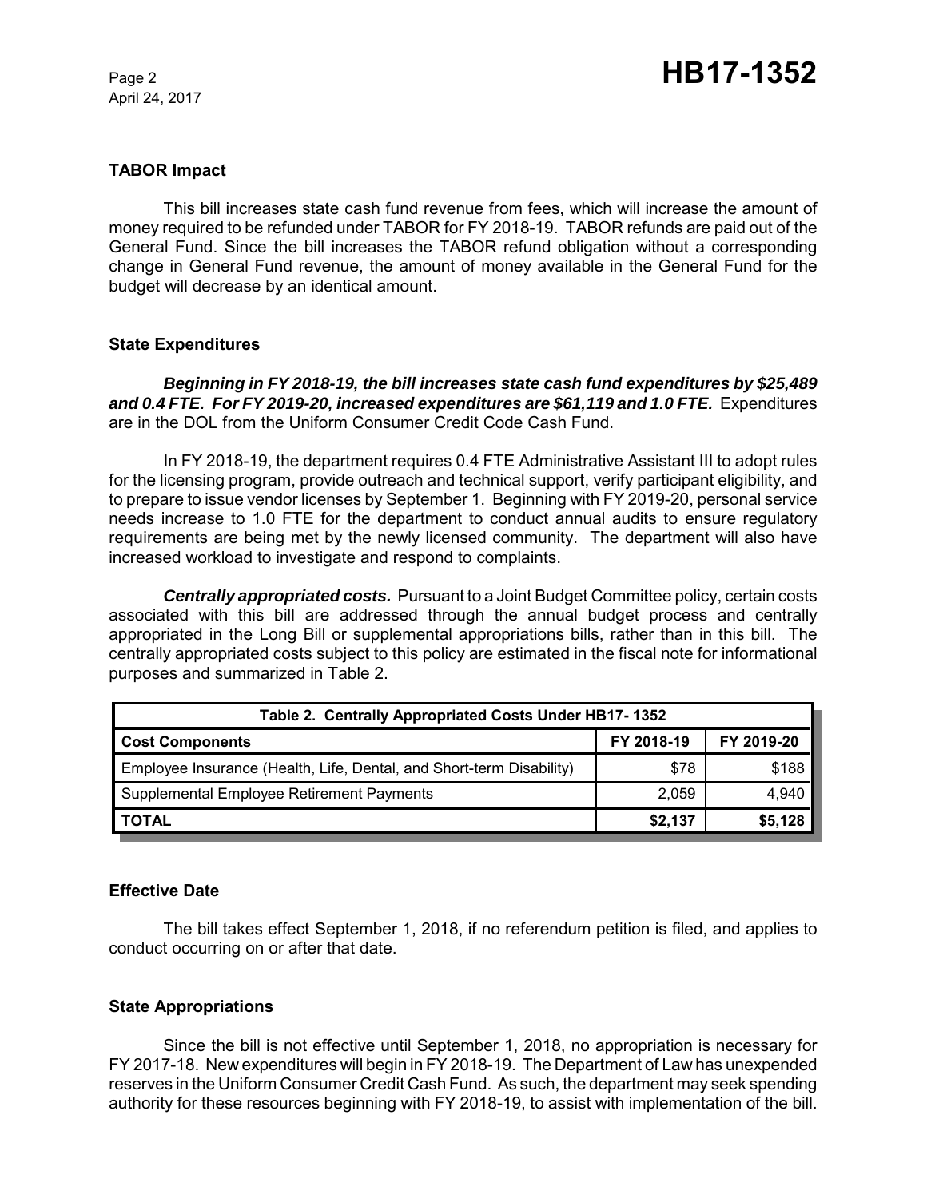## TABOR Impact

This bill increases state cash fund revenue from fees, which will increase the amount of money required to be refunded under TABOR for FY 2018-19. TABOR refunds are paid out of the General Fund. Since the bill increases the TABOR refund obligation without a corresponding change in General Fund revenue, the amount of money available in the General Fund for the budget will decrease by an identical amount.

## State Expenditures

***Beginning in FY 2018-19, the bill increases state cash fund expenditures by $25,489 and 0.4 FTE. For FY 2019-20, increased expenditures are $61,119 and 1.0 FTE.*** Expenditures are in the DOL from the Uniform Consumer Credit Code Cash Fund.

In FY 2018-19, the department requires 0.4 FTE Administrative Assistant III to adopt rules for the licensing program, provide outreach and technical support, verify participant eligibility, and to prepare to issue vendor licenses by September 1. Beginning with FY 2019-20, personal service needs increase to 1.0 FTE for the department to conduct annual audits to ensure regulatory requirements are being met by the newly licensed community. The department will also have increased workload to investigate and respond to complaints.

***Centrally appropriated costs.*** Pursuant to a Joint Budget Committee policy, certain costs associated with this bill are addressed through the annual budget process and centrally appropriated in the Long Bill or supplemental appropriations bills, rather than in this bill. The centrally appropriated costs subject to this policy are estimated in the fiscal note for informational purposes and summarized in Table 2.

| Table 2. Centrally Appropriated Costs Under HB17- 1352 | | |
|---|---|---|
| **Cost Components** | **FY 2018-19** | **FY 2019-20** |
| Employee Insurance (Health, Life, Dental, and Short-term Disability) | $78 | $188 |
| Supplemental Employee Retirement Payments | 2,059 | 4,940 |
| **TOTAL** | **$2,137** | **$5,128** |

## Effective Date

The bill takes effect September 1, 2018, if no referendum petition is filed, and applies to conduct occurring on or after that date.

## State Appropriations

Since the bill is not effective until September 1, 2018, no appropriation is necessary for FY 2017-18. New expenditures will begin in FY 2018-19. The Department of Law has unexpended reserves in the Uniform Consumer Credit Cash Fund. As such, the department may seek spending authority for these resources beginning with FY 2018-19, to assist with implementation of the bill.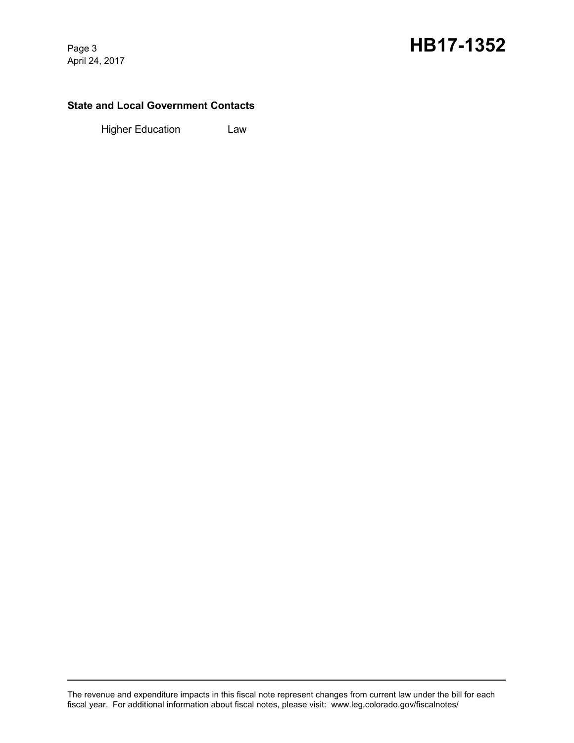### State and Local Government Contacts

Higher Education Law

The revenue and expenditure impacts in this fiscal note represent changes from current law under the bill for each fiscal year. For additional information about fiscal notes, please visit: www.leg.colorado.gov/fiscalnotes/